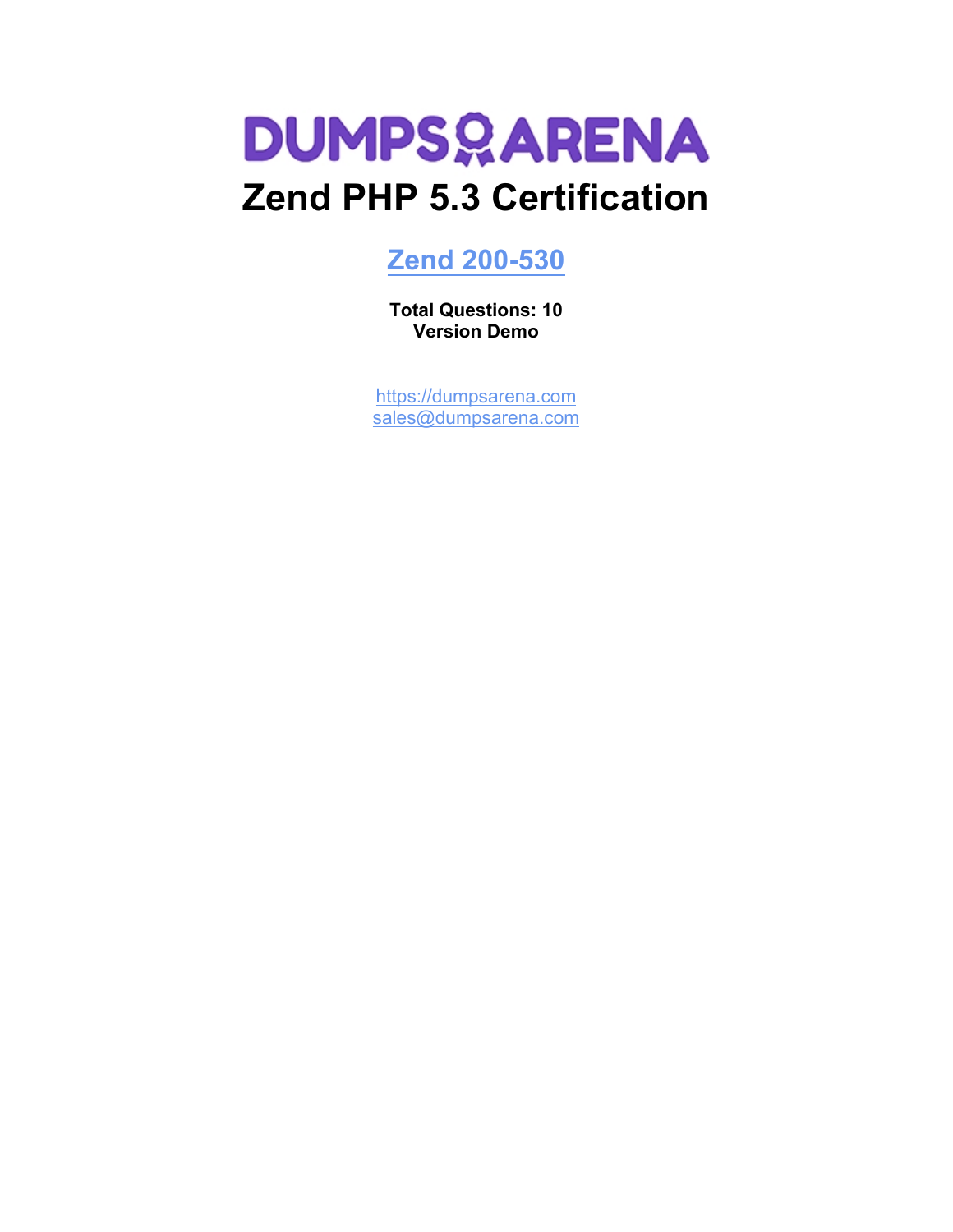# DUMPSARENA

# Zend PHP 5.3 Certification

## [Zend 200-530](https://dumpsarena.com)

**Total Questions: 10**
**Version Demo**

[https://dumpsarena.com](https://dumpsarena.com)
[sales@dumpsarena.com](mailto:sales@dumpsarena.com)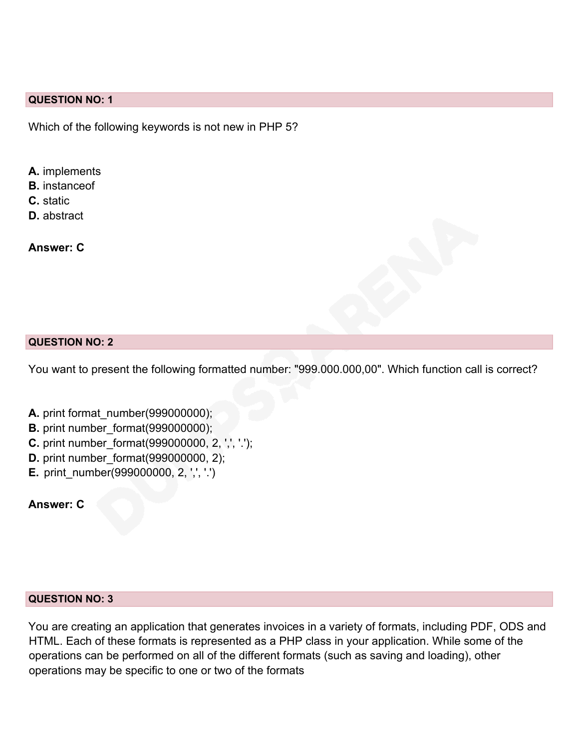**QUESTION NO: 1**

Which of the following keywords is not new in PHP 5?

**A.** implements
**B.** instanceof
**C.** static
**D.** abstract

**Answer: C**

**QUESTION NO: 2**

You want to present the following formatted number: "999.000.000,00". Which function call is correct?

**A.** print format_number(999000000);
**B.** print number_format(999000000);
**C.** print number_format(999000000, 2, ',', '.');
**D.** print number_format(999000000, 2);
**E.** print_number(999000000, 2, ',', '.')

**Answer: C**

**QUESTION NO: 3**

You are creating an application that generates invoices in a variety of formats, including PDF, ODS and HTML. Each of these formats is represented as a PHP class in your application. While some of the operations can be performed on all of the different formats (such as saving and loading), other operations may be specific to one or two of the formats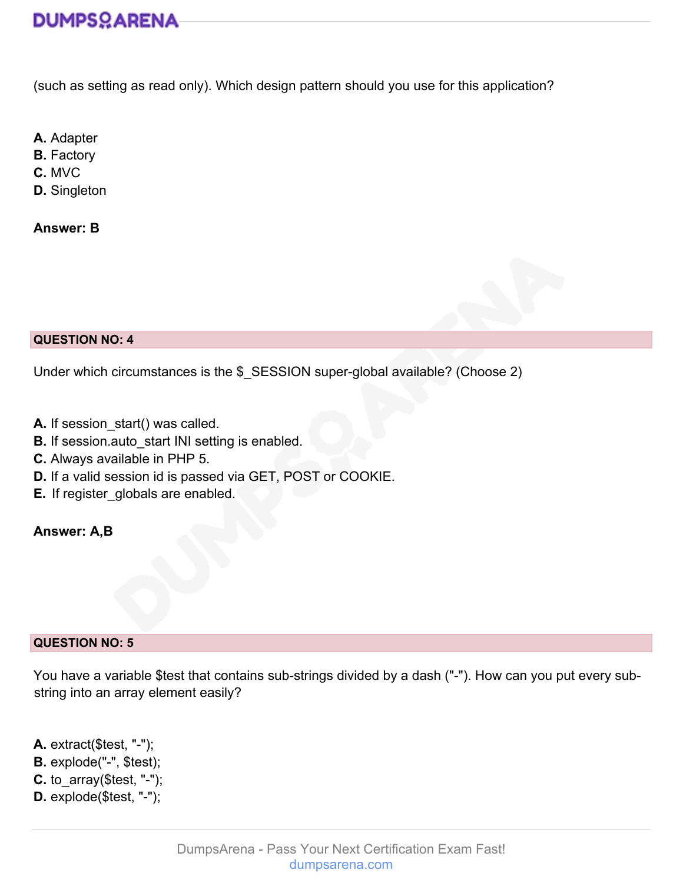(such as setting as read only). Which design pattern should you use for this application?

**A.** Adapter
**B.** Factory
**C.** MVC
**D.** Singleton

**Answer: B**

**QUESTION NO: 4**

Under which circumstances is the $_SESSION super-global available? (Choose 2)

**A.** If session_start() was called.
**B.** If session.auto_start INI setting is enabled.
**C.** Always available in PHP 5.
**D.** If a valid session id is passed via GET, POST or COOKIE.
**E.** If register_globals are enabled.

**Answer: A,B**

**QUESTION NO: 5**

You have a variable $test that contains sub-strings divided by a dash ("-"). How can you put every sub-string into an array element easily?

**A.** extract($test, "-");
**B.** explode("-", $test);
**C.** to_array($test, "-");
**D.** explode($test, "-");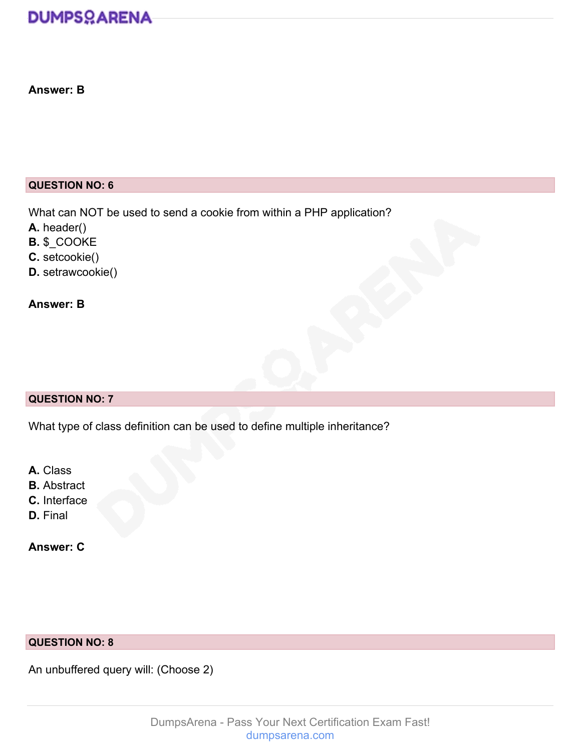**Answer: B**

**QUESTION NO: 6**

What can NOT be used to send a cookie from within a PHP application?

**A.** header()
**B.** $_COOKE
**C.** setcookie()
**D.** setrawcookie()

**Answer: B**

**QUESTION NO: 7**

What type of class definition can be used to define multiple inheritance?

**A.** Class
**B.** Abstract
**C.** Interface
**D.** Final

**Answer: C**

**QUESTION NO: 8**

An unbuffered query will: (Choose 2)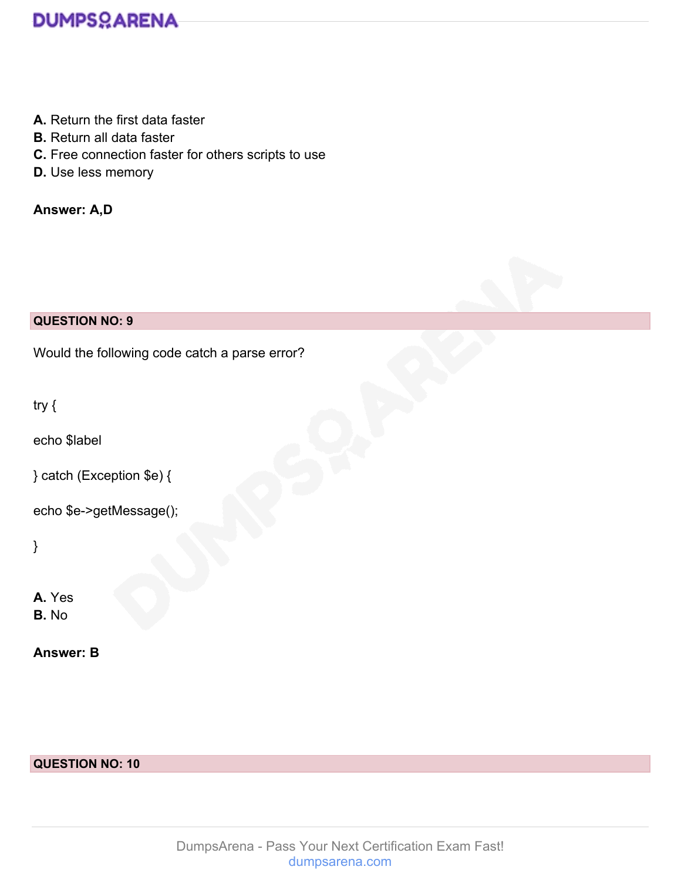**A.** Return the first data faster
**B.** Return all data faster
**C.** Free connection faster for others scripts to use
**D.** Use less memory

**Answer: A,D**

**QUESTION NO: 9**

Would the following code catch a parse error?

```
try {

echo $label

} catch (Exception $e) {

echo $e->getMessage();

}
```

**A.** Yes
**B.** No

**Answer: B**

**QUESTION NO: 10**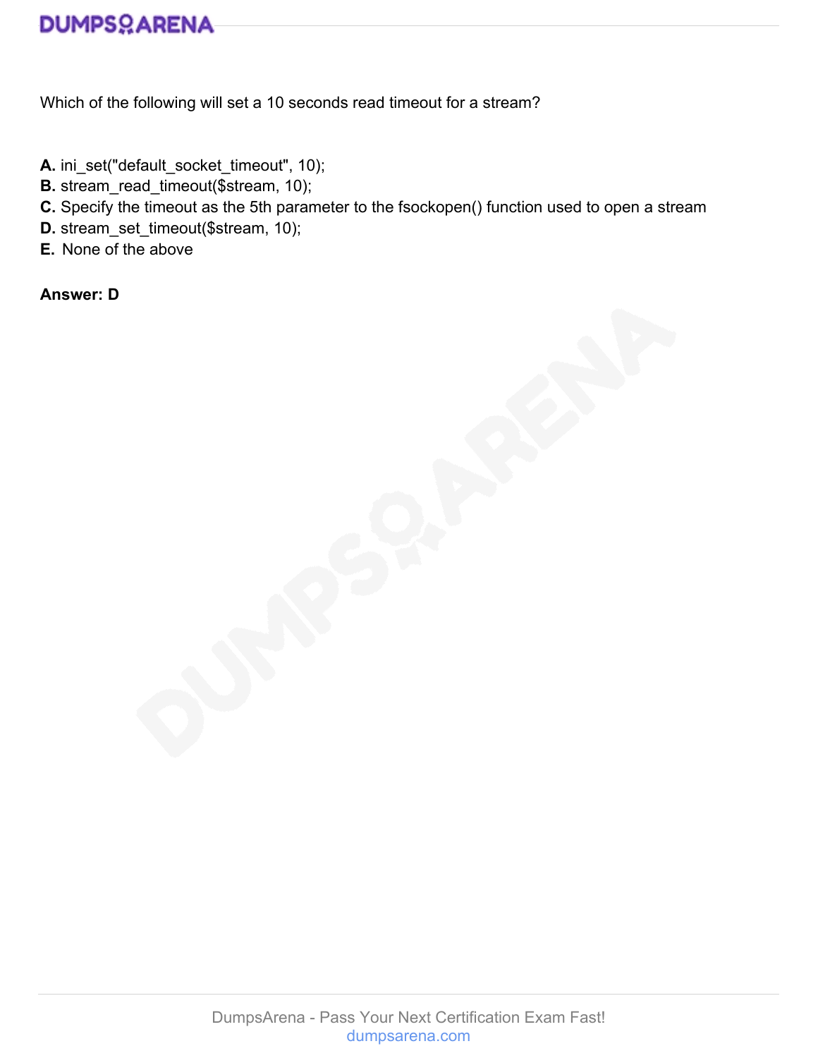Which of the following will set a 10 seconds read timeout for a stream?

**A.** ini_set("default_socket_timeout", 10);
**B.** stream_read_timeout($stream, 10);
**C.** Specify the timeout as the 5th parameter to the fsockopen() function used to open a stream
**D.** stream_set_timeout($stream, 10);
**E.** None of the above

**Answer: D**